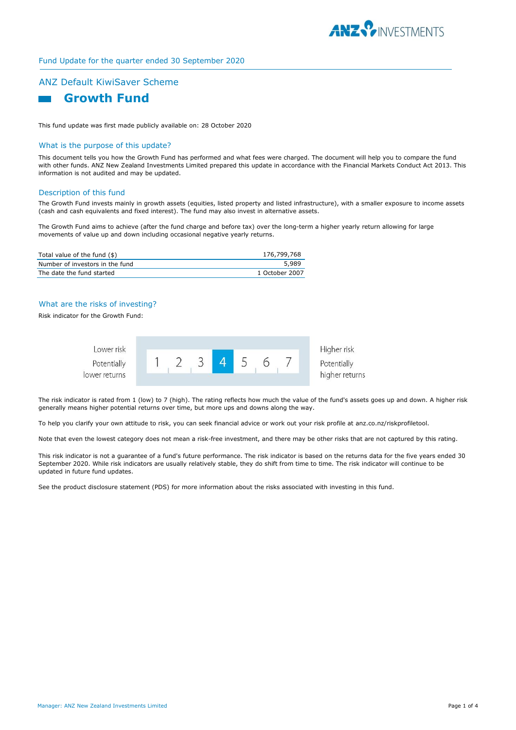Fund Update for the quarter ended 30 September 2020

## ANZ Default KiwiSaver Scheme

# Growth Fund

This fund update was first made publicly available on: 28 October 2020

### What is the purpose of this update?

This document tells you how the Growth Fund has performed and what fees were charged. The document will help you to compare the fund with other funds. ANZ New Zealand Investments Limited prepared this update in accordance with the Financial Markets Conduct Act 2013. This information is not audited and may be updated.

### Description of this fund

The Growth Fund invests mainly in growth assets (equities, listed property and listed infrastructure), with a smaller exposure to income assets (cash and cash equivalents and fixed interest). The fund may also invest in alternative assets.

The Growth Fund aims to achieve (after the fund charge and before tax) over the long-term a higher yearly return allowing for large movements of value up and down including occasional negative yearly returns.

| | |
|---|---|
| Total value of the fund ($) | 176,799,768 |
| Number of investors in the fund | 5,989 |
| The date the fund started | 1 October 2007 |

### What are the risks of investing?

Risk indicator for the Growth Fund:

| Lower risk<br>Potentially lower returns | 1 | 2 | 3 | **4** | 5 | 6 | 7 | Higher risk<br>Potentially higher returns |
|---|---|---|---|---|---|---|---|---|

The risk indicator is rated from 1 (low) to 7 (high). The rating reflects how much the value of the fund's assets goes up and down. A higher risk generally means higher potential returns over time, but more ups and downs along the way.

To help you clarify your own attitude to risk, you can seek financial advice or work out your risk profile at anz.co.nz/riskprofiletool.

Note that even the lowest category does not mean a risk-free investment, and there may be other risks that are not captured by this rating.

This risk indicator is not a guarantee of a fund's future performance. The risk indicator is based on the returns data for the five years ended 30 September 2020. While risk indicators are usually relatively stable, they do shift from time to time. The risk indicator will continue to be updated in future fund updates.

See the product disclosure statement (PDS) for more information about the risks associated with investing in this fund.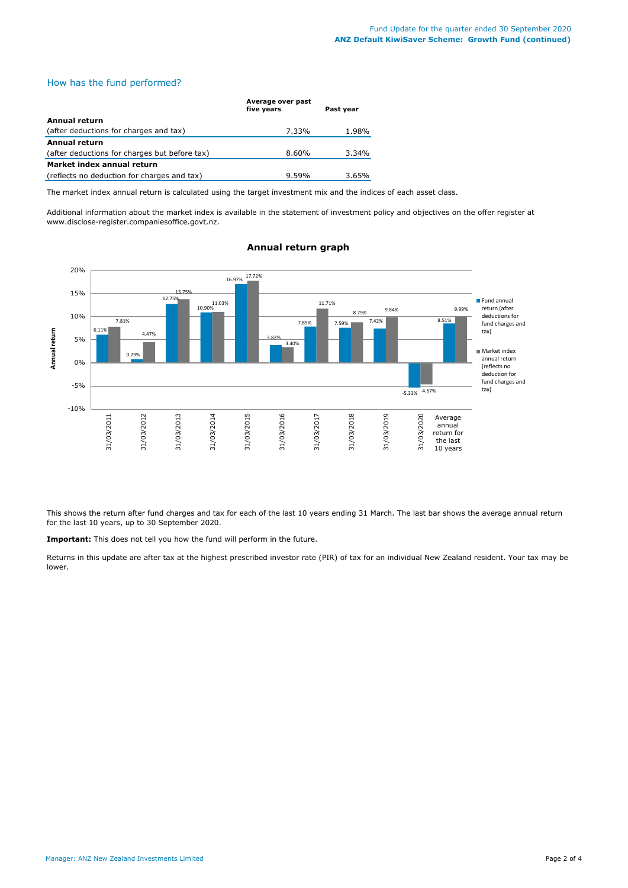## How has the fund performed?

| | Average over past five years | Past year |
|---|---|---|
| **Annual return** (after deductions for charges and tax) | 7.33% | 1.98% |
| **Annual return** (after deductions for charges but before tax) | 8.60% | 3.34% |
| **Market index annual return** (reflects no deduction for charges and tax) | 9.59% | 3.65% |

The market index annual return is calculated using the target investment mix and the indices of each asset class.

Additional information about the market index is available in the statement of investment policy and objectives on the offer register at www.disclose-register.companiesoffice.govt.nz.

### Annual return graph

| Annual return | Fund annual return (after deductions for fund charges and tax) | Market index annual return (reflects no deduction for fund charges and tax) |
|---|---|---|
| 31/03/2011 | 6.11% | 7.81% |
| 31/03/2012 | 0.79% | 4.47% |
| 31/03/2013 | 12.75% | 13.75% |
| 31/03/2014 | 10.90% | 11.03% |
| 31/03/2015 | 16.97% | 17.72% |
| 31/03/2016 | 3.82% | 3.40% |
| 31/03/2017 | 7.85% | 11.71% |
| 31/03/2018 | 7.59% | 8.79% |
| 31/03/2019 | 7.42% | 9.84% |
| 31/03/2020 | -5.33% | -4.67% |
| Average annual return for the last 10 years | 8.51% | 9.99% |

This shows the return after fund charges and tax for each of the last 10 years ending 31 March. The last bar shows the average annual return for the last 10 years, up to 30 September 2020.

**Important:** This does not tell you how the fund will perform in the future.

Returns in this update are after tax at the highest prescribed investor rate (PIR) of tax for an individual New Zealand resident. Your tax may be lower.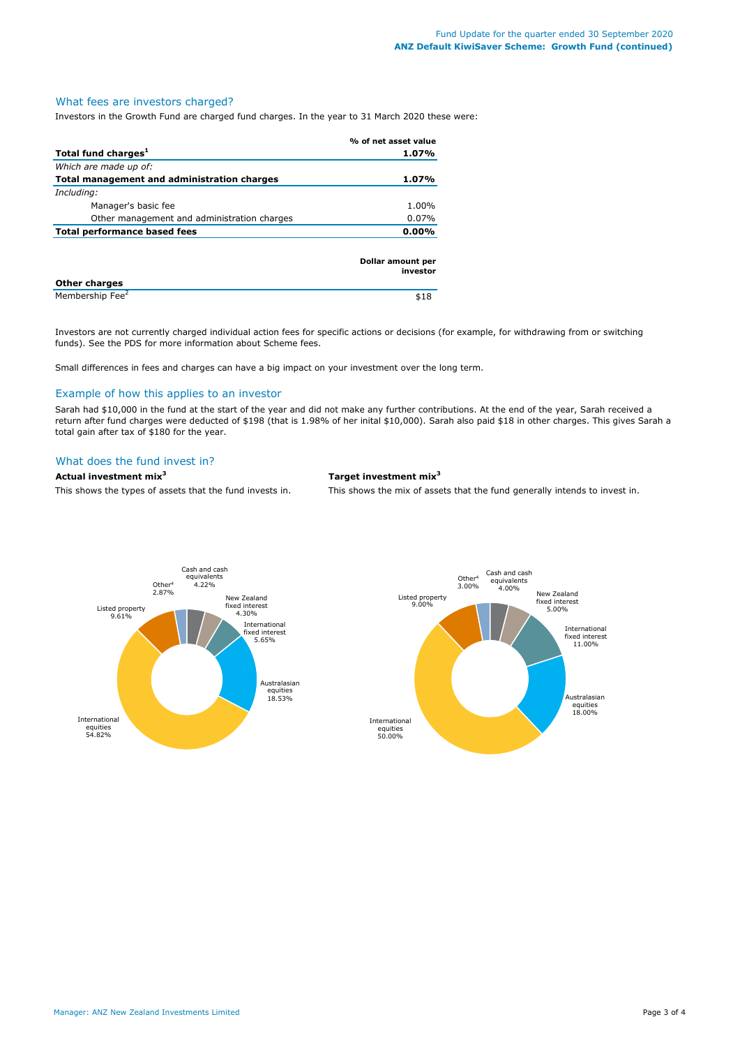## What fees are investors charged?

Investors in the Growth Fund are charged fund charges. In the year to 31 March 2020 these were:

| | % of net asset value |
|---|---|
| **Total fund charges[1]** | **1.07%** |
| *Which are made up of:* | |
| **Total management and administration charges** | **1.07%** |
| *Including:* | |
| Manager's basic fee | 1.00% |
| Other management and administration charges | 0.07% |
| **Total performance based fees** | **0.00%** |

| | Dollar amount per investor |
|---|---|
| **Other charges** | |
| Membership Fee[2] | $18 |

Investors are not currently charged individual action fees for specific actions or decisions (for example, for withdrawing from or switching funds). See the PDS for more information about Scheme fees.

Small differences in fees and charges can have a big impact on your investment over the long term.

## Example of how this applies to an investor

Sarah had $10,000 in the fund at the start of the year and did not make any further contributions. At the end of the year, Sarah received a return after fund charges were deducted of $198 (that is 1.98% of her inital $10,000). Sarah also paid $18 in other charges. This gives Sarah a total gain after tax of $180 for the year.

## What does the fund invest in?

**Actual investment mix[3]**

This shows the types of assets that the fund invests in.

| Asset | % |
|---|---|
| Cash and cash equivalents | 4.22% |
| New Zealand fixed interest | 4.30% |
| International fixed interest | 5.65% |
| Australasian equities | 18.53% |
| International equities | 54.82% |
| Listed property | 9.61% |
| Other[4] | 2.87% |

**Target investment mix[3]**

This shows the mix of assets that the fund generally intends to invest in.

| Asset | % |
|---|---|
| Cash and cash equivalents | 4.00% |
| New Zealand fixed interest | 5.00% |
| International fixed interest | 11.00% |
| Australasian equities | 18.00% |
| International equities | 50.00% |
| Listed property | 9.00% |
| Other[4] | 3.00% |

Manager: ANZ New Zealand Investments Limited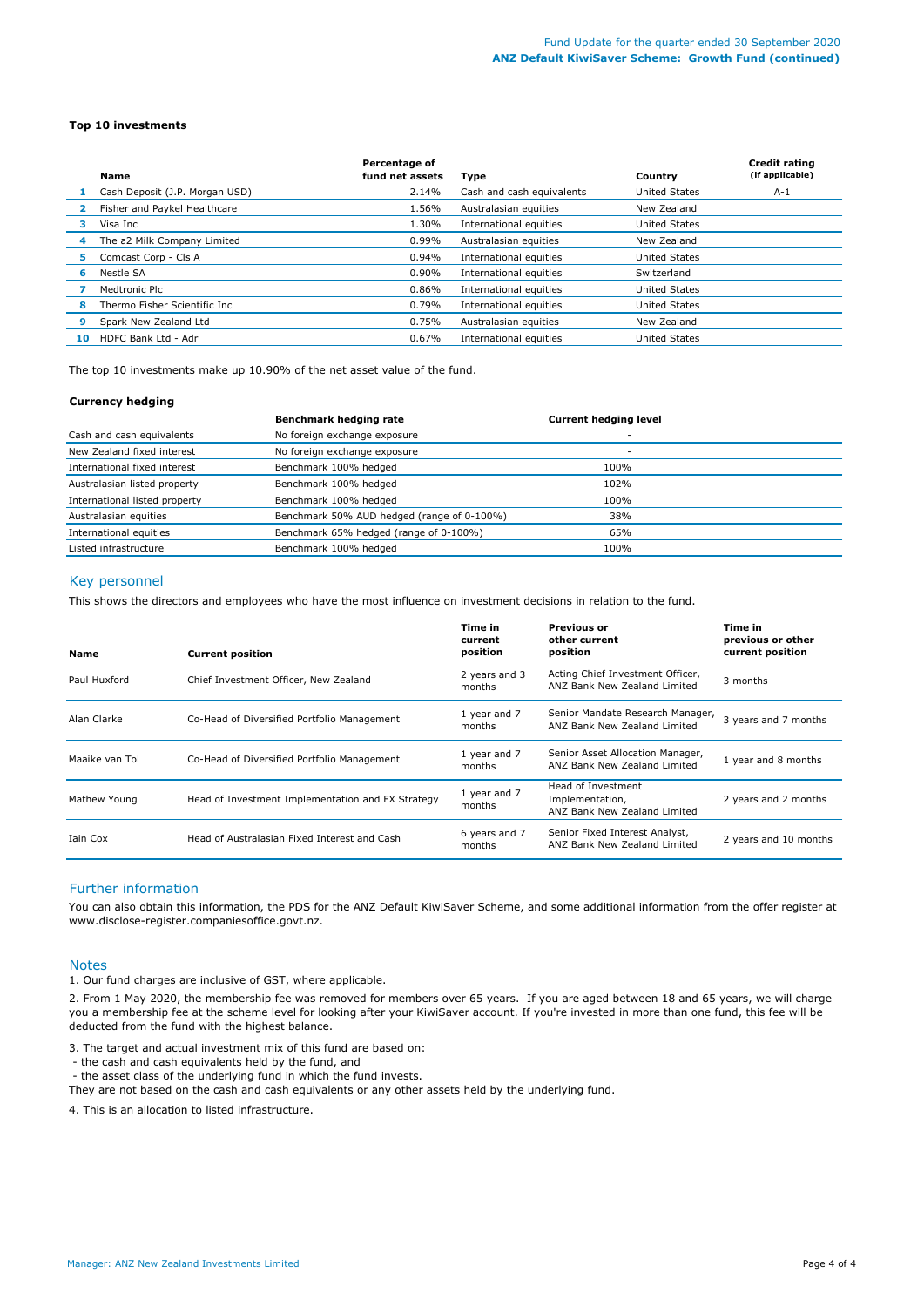#### Top 10 investments

| | Name | Percentage of fund net assets | Type | Country | Credit rating (if applicable) |
|---|---|---|---|---|---|
| 1 | Cash Deposit (J.P. Morgan USD) | 2.14% | Cash and cash equivalents | United States | A-1 |
| 2 | Fisher and Paykel Healthcare | 1.56% | Australasian equities | New Zealand | |
| 3 | Visa Inc | 1.30% | International equities | United States | |
| 4 | The a2 Milk Company Limited | 0.99% | Australasian equities | New Zealand | |
| 5 | Comcast Corp - Cls A | 0.94% | International equities | United States | |
| 6 | Nestle SA | 0.90% | International equities | Switzerland | |
| 7 | Medtronic Plc | 0.86% | International equities | United States | |
| 8 | Thermo Fisher Scientific Inc | 0.79% | International equities | United States | |
| 9 | Spark New Zealand Ltd | 0.75% | Australasian equities | New Zealand | |
| 10 | HDFC Bank Ltd - Adr | 0.67% | International equities | United States | |

The top 10 investments make up 10.90% of the net asset value of the fund.

#### Currency hedging

| | Benchmark hedging rate | Current hedging level |
|---|---|---|
| Cash and cash equivalents | No foreign exchange exposure | - |
| New Zealand fixed interest | No foreign exchange exposure | - |
| International fixed interest | Benchmark 100% hedged | 100% |
| Australasian listed property | Benchmark 100% hedged | 102% |
| International listed property | Benchmark 100% hedged | 100% |
| Australasian equities | Benchmark 50% AUD hedged (range of 0-100%) | 38% |
| International equities | Benchmark 65% hedged (range of 0-100%) | 65% |
| Listed infrastructure | Benchmark 100% hedged | 100% |

## Key personnel

This shows the directors and employees who have the most influence on investment decisions in relation to the fund.

| Name | Current position | Time in current position | Previous or other current position | Time in previous or other current position |
|---|---|---|---|---|
| Paul Huxford | Chief Investment Officer, New Zealand | 2 years and 3 months | Acting Chief Investment Officer, ANZ Bank New Zealand Limited | 3 months |
| Alan Clarke | Co-Head of Diversified Portfolio Management | 1 year and 7 months | Senior Mandate Research Manager, ANZ Bank New Zealand Limited | 3 years and 7 months |
| Maaike van Tol | Co-Head of Diversified Portfolio Management | 1 year and 7 months | Senior Asset Allocation Manager, ANZ Bank New Zealand Limited | 1 year and 8 months |
| Mathew Young | Head of Investment Implementation and FX Strategy | 1 year and 7 months | Head of Investment Implementation, ANZ Bank New Zealand Limited | 2 years and 2 months |
| Iain Cox | Head of Australasian Fixed Interest and Cash | 6 years and 7 months | Senior Fixed Interest Analyst, ANZ Bank New Zealand Limited | 2 years and 10 months |

## Further information

You can also obtain this information, the PDS for the ANZ Default KiwiSaver Scheme, and some additional information from the offer register at www.disclose-register.companiesoffice.govt.nz.

## Notes

1. Our fund charges are inclusive of GST, where applicable.

2. From 1 May 2020, the membership fee was removed for members over 65 years. If you are aged between 18 and 65 years, we will charge you a membership fee at the scheme level for looking after your KiwiSaver account. If you're invested in more than one fund, this fee will be deducted from the fund with the highest balance.

3. The target and actual investment mix of this fund are based on:
 - the cash and cash equivalents held by the fund, and
 - the asset class of the underlying fund in which the fund invests.

They are not based on the cash and cash equivalents or any other assets held by the underlying fund.

4. This is an allocation to listed infrastructure.

Manager: ANZ New Zealand Investments Limited